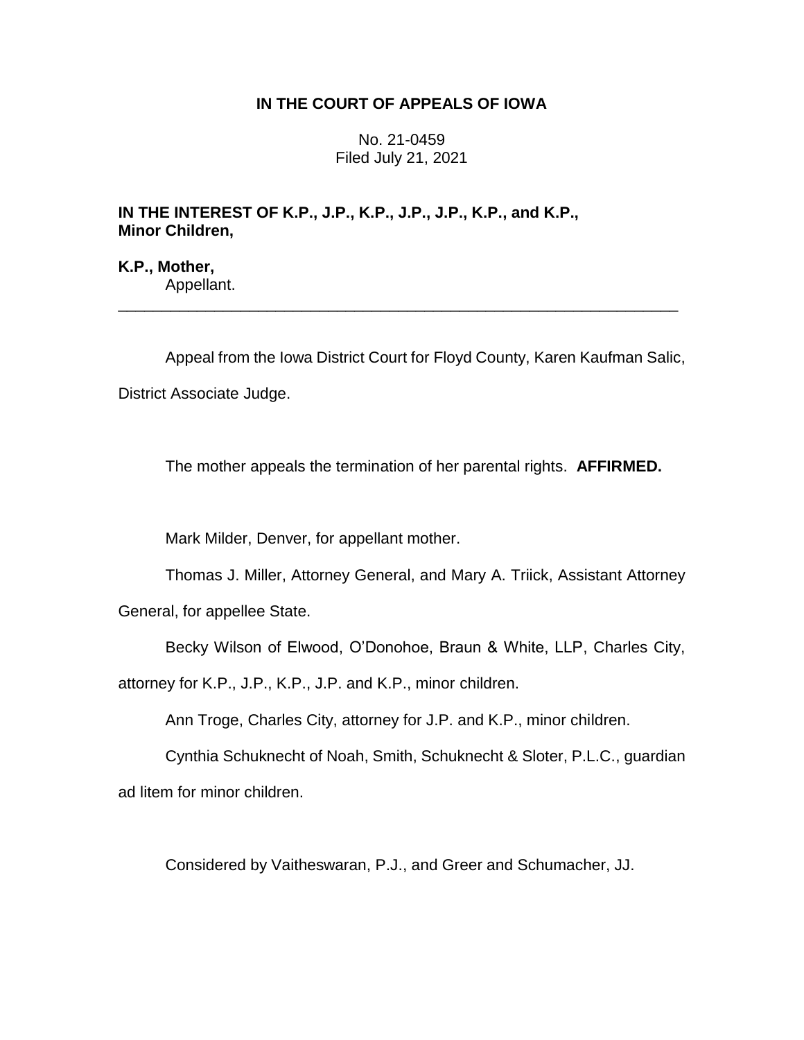# IN THE COURT OF APPEALS OF IOWA

No. 21-0459
Filed July 21, 2021

**IN THE INTEREST OF K.P., J.P., K.P., J.P., J.P., K.P., and K.P., Minor Children,**

**K.P., Mother,**
Appellant.

---

Appeal from the Iowa District Court for Floyd County, Karen Kaufman Salic, District Associate Judge.

The mother appeals the termination of her parental rights. **AFFIRMED.**

Mark Milder, Denver, for appellant mother.

Thomas J. Miller, Attorney General, and Mary A. Triick, Assistant Attorney General, for appellee State.

Becky Wilson of Elwood, O'Donohoe, Braun & White, LLP, Charles City, attorney for K.P., J.P., K.P., J.P. and K.P., minor children.

Ann Troge, Charles City, attorney for J.P. and K.P., minor children.

Cynthia Schuknecht of Noah, Smith, Schuknecht & Sloter, P.L.C., guardian ad litem for minor children.

Considered by Vaitheswaran, P.J., and Greer and Schumacher, JJ.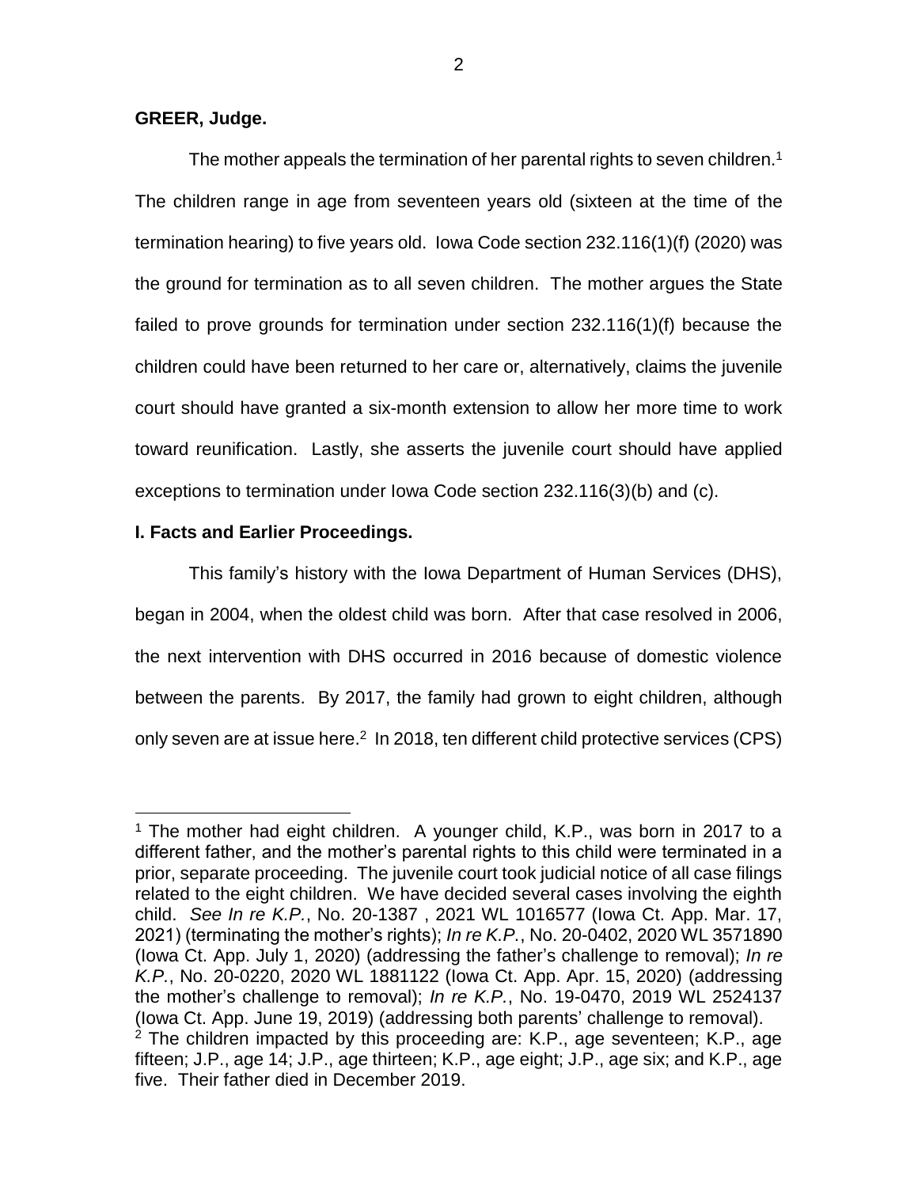**GREER, Judge.**

The mother appeals the termination of her parental rights to seven children.[1] The children range in age from seventeen years old (sixteen at the time of the termination hearing) to five years old. Iowa Code section 232.116(1)(f) (2020) was the ground for termination as to all seven children. The mother argues the State failed to prove grounds for termination under section 232.116(1)(f) because the children could have been returned to her care or, alternatively, claims the juvenile court should have granted a six-month extension to allow her more time to work toward reunification. Lastly, she asserts the juvenile court should have applied exceptions to termination under Iowa Code section 232.116(3)(b) and (c).

**I. Facts and Earlier Proceedings.**

This family's history with the Iowa Department of Human Services (DHS), began in 2004, when the oldest child was born. After that case resolved in 2006, the next intervention with DHS occurred in 2016 because of domestic violence between the parents. By 2017, the family had grown to eight children, although only seven are at issue here.[2] In 2018, ten different child protective services (CPS)

---

[1] The mother had eight children. A younger child, K.P., was born in 2017 to a different father, and the mother's parental rights to this child were terminated in a prior, separate proceeding. The juvenile court took judicial notice of all case filings related to the eight children. We have decided several cases involving the eighth child. *See In re K.P.*, No. 20-1387 , 2021 WL 1016577 (Iowa Ct. App. Mar. 17, 2021) (terminating the mother's rights); *In re K.P.*, No. 20-0402, 2020 WL 3571890 (Iowa Ct. App. July 1, 2020) (addressing the father's challenge to removal); *In re K.P.*, No. 20-0220, 2020 WL 1881122 (Iowa Ct. App. Apr. 15, 2020) (addressing the mother's challenge to removal); *In re K.P.*, No. 19-0470, 2019 WL 2524137 (Iowa Ct. App. June 19, 2019) (addressing both parents' challenge to removal).

[2] The children impacted by this proceeding are: K.P., age seventeen; K.P., age fifteen; J.P., age 14; J.P., age thirteen; K.P., age eight; J.P., age six; and K.P., age five. Their father died in December 2019.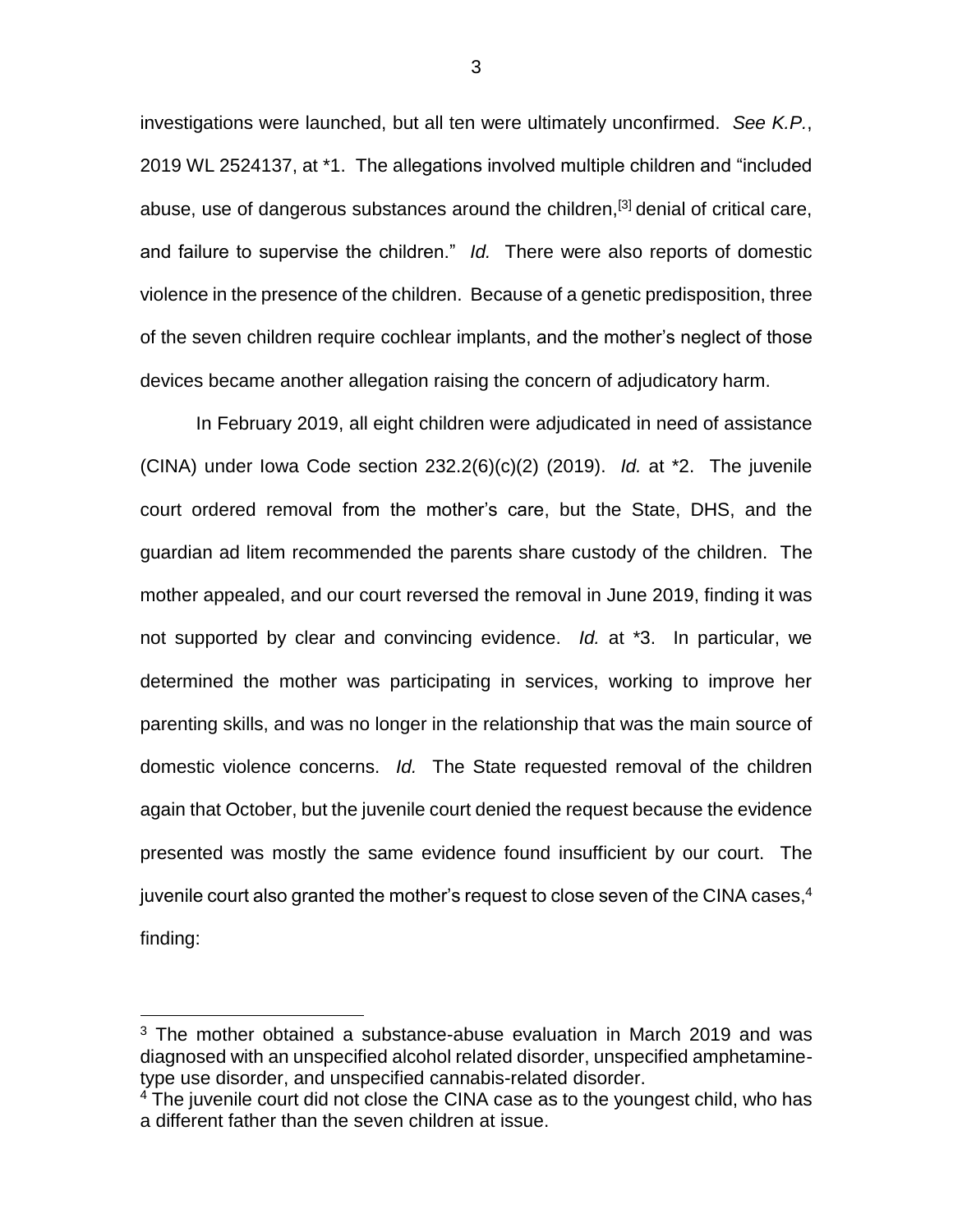investigations were launched, but all ten were ultimately unconfirmed. *See K.P.*, 2019 WL 2524137, at *1. The allegations involved multiple children and "included abuse, use of dangerous substances around the children,[3] denial of critical care, and failure to supervise the children." *Id.* There were also reports of domestic violence in the presence of the children. Because of a genetic predisposition, three of the seven children require cochlear implants, and the mother's neglect of those devices became another allegation raising the concern of adjudicatory harm.

In February 2019, all eight children were adjudicated in need of assistance (CINA) under Iowa Code section 232.2(6)(c)(2) (2019). *Id.* at *2. The juvenile court ordered removal from the mother's care, but the State, DHS, and the guardian ad litem recommended the parents share custody of the children. The mother appealed, and our court reversed the removal in June 2019, finding it was not supported by clear and convincing evidence. *Id.* at *3. In particular, we determined the mother was participating in services, working to improve her parenting skills, and was no longer in the relationship that was the main source of domestic violence concerns. *Id.* The State requested removal of the children again that October, but the juvenile court denied the request because the evidence presented was mostly the same evidence found insufficient by our court. The juvenile court also granted the mother's request to close seven of the CINA cases,[4] finding:

---

[3] The mother obtained a substance-abuse evaluation in March 2019 and was diagnosed with an unspecified alcohol related disorder, unspecified amphetamine-type use disorder, and unspecified cannabis-related disorder.

[4] The juvenile court did not close the CINA case as to the youngest child, who has a different father than the seven children at issue.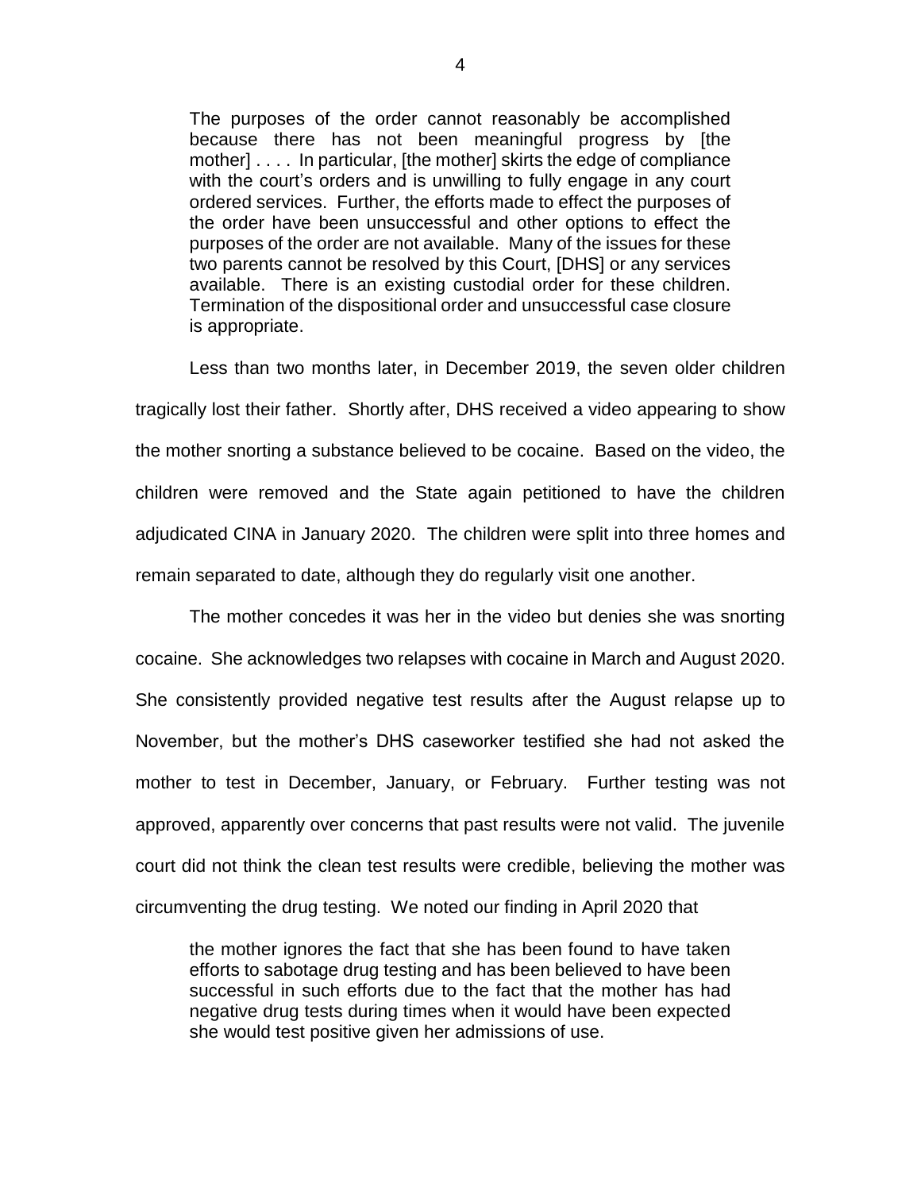> The purposes of the order cannot reasonably be accomplished because there has not been meaningful progress by [the mother] . . . . In particular, [the mother] skirts the edge of compliance with the court's orders and is unwilling to fully engage in any court ordered services. Further, the efforts made to effect the purposes of the order have been unsuccessful and other options to effect the purposes of the order are not available. Many of the issues for these two parents cannot be resolved by this Court, [DHS] or any services available. There is an existing custodial order for these children. Termination of the dispositional order and unsuccessful case closure is appropriate.

Less than two months later, in December 2019, the seven older children tragically lost their father. Shortly after, DHS received a video appearing to show the mother snorting a substance believed to be cocaine. Based on the video, the children were removed and the State again petitioned to have the children adjudicated CINA in January 2020. The children were split into three homes and remain separated to date, although they do regularly visit one another.

The mother concedes it was her in the video but denies she was snorting cocaine. She acknowledges two relapses with cocaine in March and August 2020. She consistently provided negative test results after the August relapse up to November, but the mother's DHS caseworker testified she had not asked the mother to test in December, January, or February. Further testing was not approved, apparently over concerns that past results were not valid. The juvenile court did not think the clean test results were credible, believing the mother was circumventing the drug testing. We noted our finding in April 2020 that

> the mother ignores the fact that she has been found to have taken efforts to sabotage drug testing and has been believed to have been successful in such efforts due to the fact that the mother has had negative drug tests during times when it would have been expected she would test positive given her admissions of use.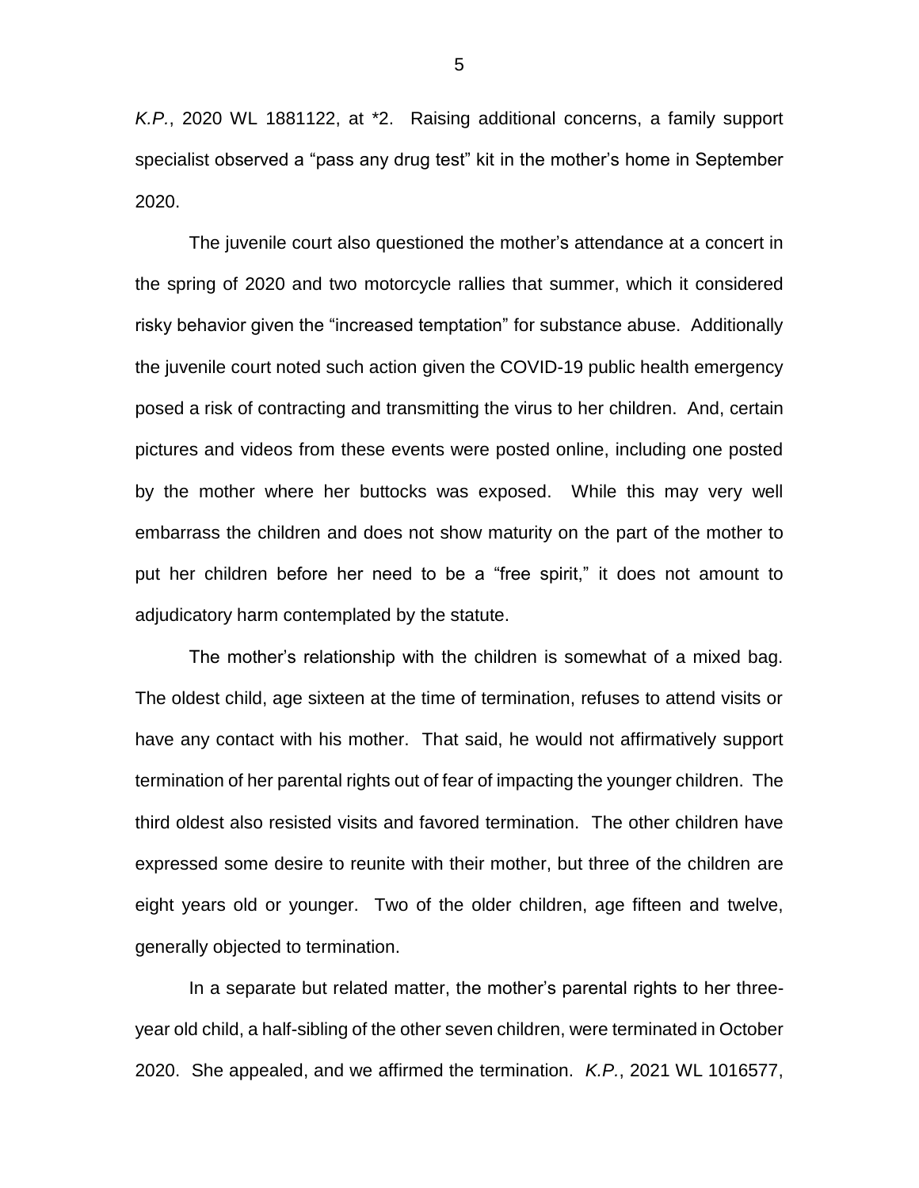*K.P.*, 2020 WL 1881122, at *2. Raising additional concerns, a family support specialist observed a “pass any drug test” kit in the mother’s home in September 2020.

The juvenile court also questioned the mother’s attendance at a concert in the spring of 2020 and two motorcycle rallies that summer, which it considered risky behavior given the “increased temptation” for substance abuse. Additionally the juvenile court noted such action given the COVID-19 public health emergency posed a risk of contracting and transmitting the virus to her children. And, certain pictures and videos from these events were posted online, including one posted by the mother where her buttocks was exposed. While this may very well embarrass the children and does not show maturity on the part of the mother to put her children before her need to be a “free spirit,” it does not amount to adjudicatory harm contemplated by the statute.

The mother’s relationship with the children is somewhat of a mixed bag. The oldest child, age sixteen at the time of termination, refuses to attend visits or have any contact with his mother. That said, he would not affirmatively support termination of her parental rights out of fear of impacting the younger children. The third oldest also resisted visits and favored termination. The other children have expressed some desire to reunite with their mother, but three of the children are eight years old or younger. Two of the older children, age fifteen and twelve, generally objected to termination.

In a separate but related matter, the mother’s parental rights to her three-year old child, a half-sibling of the other seven children, were terminated in October 2020. She appealed, and we affirmed the termination. *K.P.*, 2021 WL 1016577,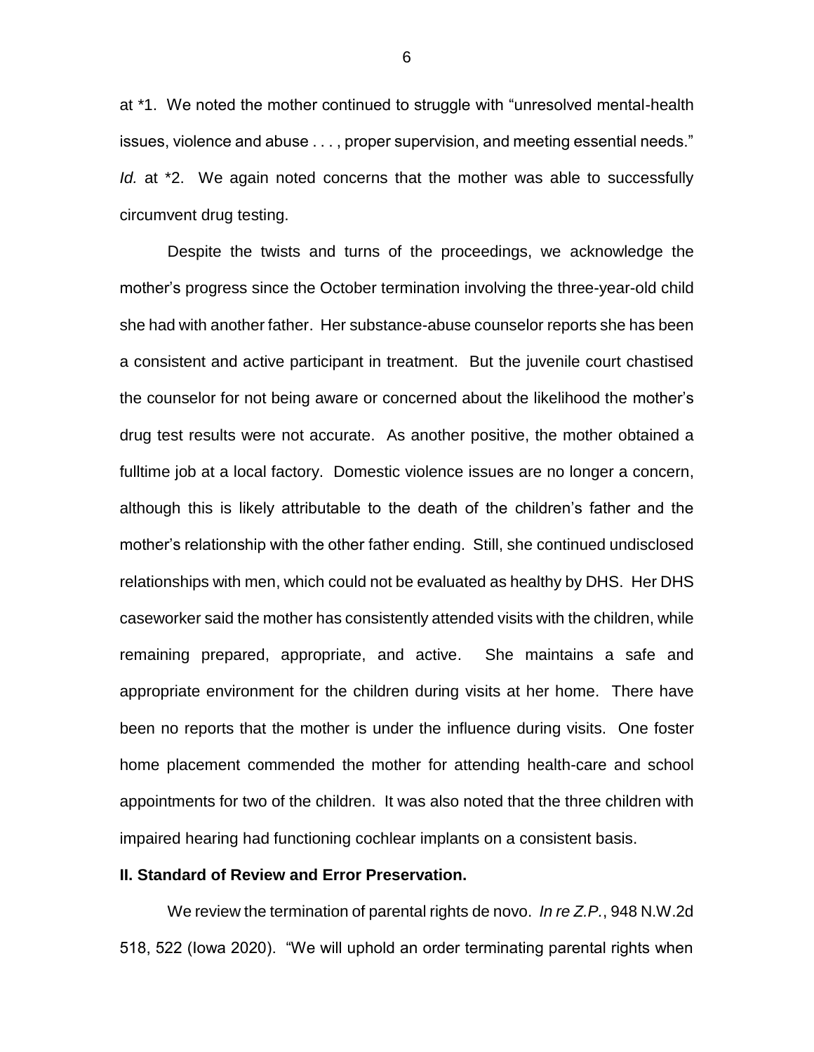at *1. We noted the mother continued to struggle with "unresolved mental-health issues, violence and abuse . . . , proper supervision, and meeting essential needs." *Id.* at *2. We again noted concerns that the mother was able to successfully circumvent drug testing.

Despite the twists and turns of the proceedings, we acknowledge the mother's progress since the October termination involving the three-year-old child she had with another father. Her substance-abuse counselor reports she has been a consistent and active participant in treatment. But the juvenile court chastised the counselor for not being aware or concerned about the likelihood the mother's drug test results were not accurate. As another positive, the mother obtained a fulltime job at a local factory. Domestic violence issues are no longer a concern, although this is likely attributable to the death of the children's father and the mother's relationship with the other father ending. Still, she continued undisclosed relationships with men, which could not be evaluated as healthy by DHS. Her DHS caseworker said the mother has consistently attended visits with the children, while remaining prepared, appropriate, and active. She maintains a safe and appropriate environment for the children during visits at her home. There have been no reports that the mother is under the influence during visits. One foster home placement commended the mother for attending health-care and school appointments for two of the children. It was also noted that the three children with impaired hearing had functioning cochlear implants on a consistent basis.

**II. Standard of Review and Error Preservation.**

We review the termination of parental rights de novo. *In re Z.P.*, 948 N.W.2d 518, 522 (Iowa 2020). "We will uphold an order terminating parental rights when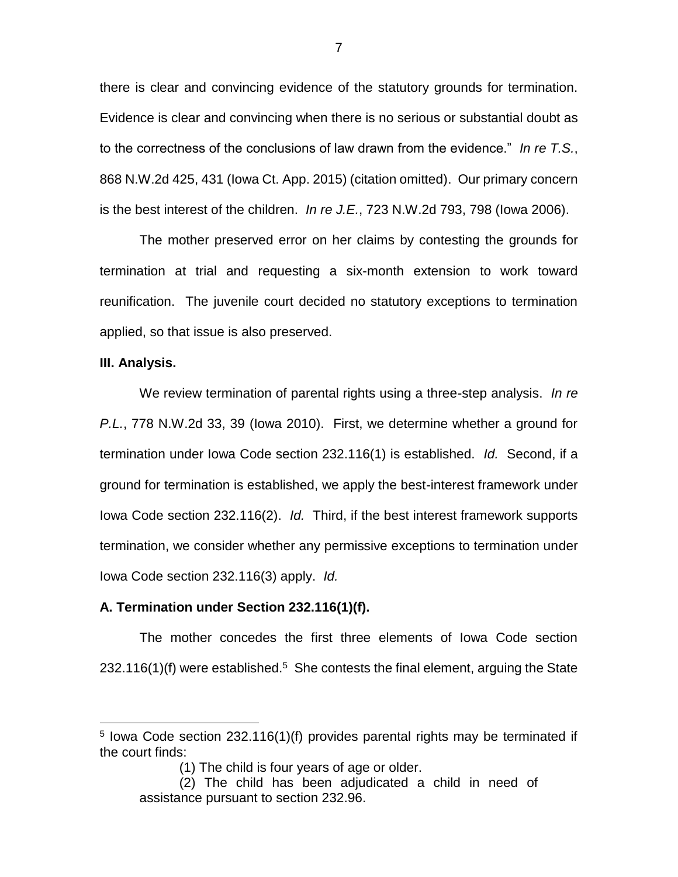there is clear and convincing evidence of the statutory grounds for termination. Evidence is clear and convincing when there is no serious or substantial doubt as to the correctness of the conclusions of law drawn from the evidence." *In re T.S.*, 868 N.W.2d 425, 431 (Iowa Ct. App. 2015) (citation omitted). Our primary concern is the best interest of the children. *In re J.E.*, 723 N.W.2d 793, 798 (Iowa 2006).

The mother preserved error on her claims by contesting the grounds for termination at trial and requesting a six-month extension to work toward reunification. The juvenile court decided no statutory exceptions to termination applied, so that issue is also preserved.

**III. Analysis.**

We review termination of parental rights using a three-step analysis. *In re P.L.*, 778 N.W.2d 33, 39 (Iowa 2010). First, we determine whether a ground for termination under Iowa Code section 232.116(1) is established. *Id.* Second, if a ground for termination is established, we apply the best-interest framework under Iowa Code section 232.116(2). *Id.* Third, if the best interest framework supports termination, we consider whether any permissive exceptions to termination under Iowa Code section 232.116(3) apply. *Id.*

**A. Termination under Section 232.116(1)(f).**

The mother concedes the first three elements of Iowa Code section 232.116(1)(f) were established.[5] She contests the final element, arguing the State

---

[5] Iowa Code section 232.116(1)(f) provides parental rights may be terminated if the court finds:

> (1) The child is four years of age or older.
>
> (2) The child has been adjudicated a child in need of assistance pursuant to section 232.96.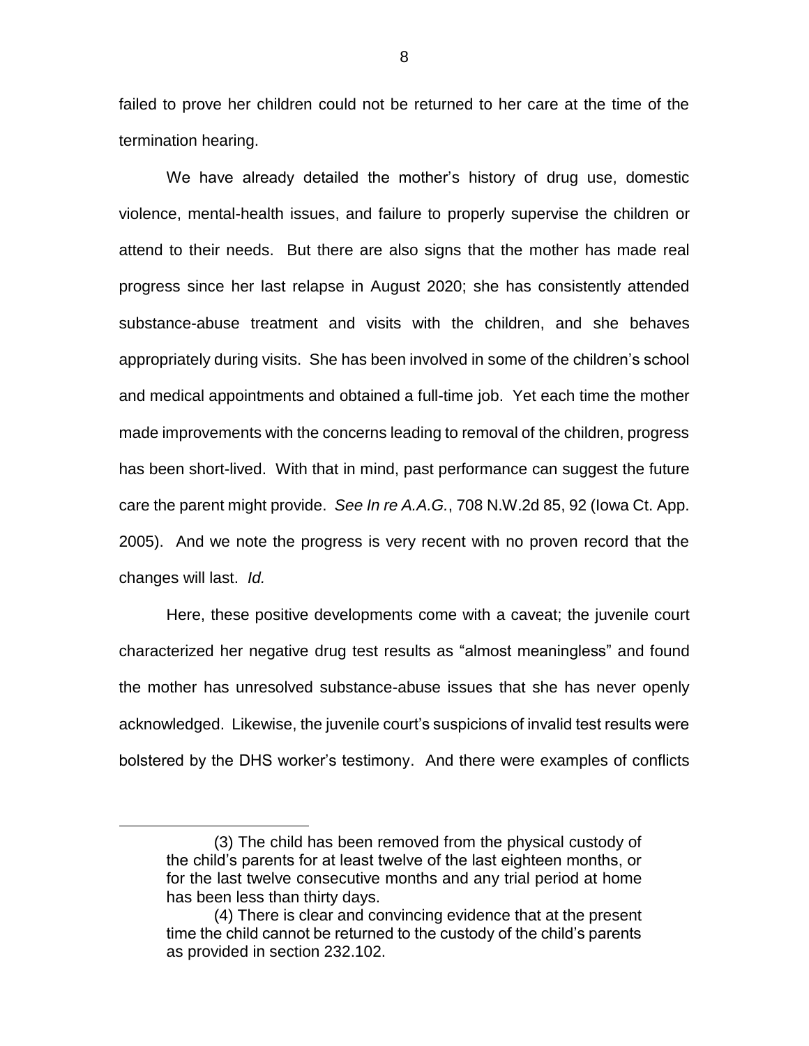failed to prove her children could not be returned to her care at the time of the termination hearing.

We have already detailed the mother's history of drug use, domestic violence, mental-health issues, and failure to properly supervise the children or attend to their needs. But there are also signs that the mother has made real progress since her last relapse in August 2020; she has consistently attended substance-abuse treatment and visits with the children, and she behaves appropriately during visits. She has been involved in some of the children's school and medical appointments and obtained a full-time job. Yet each time the mother made improvements with the concerns leading to removal of the children, progress has been short-lived. With that in mind, past performance can suggest the future care the parent might provide. *See In re A.A.G.*, 708 N.W.2d 85, 92 (Iowa Ct. App. 2005). And we note the progress is very recent with no proven record that the changes will last. *Id.*

Here, these positive developments come with a caveat; the juvenile court characterized her negative drug test results as "almost meaningless" and found the mother has unresolved substance-abuse issues that she has never openly acknowledged. Likewise, the juvenile court's suspicions of invalid test results were bolstered by the DHS worker's testimony. And there were examples of conflicts

---

> (3) The child has been removed from the physical custody of the child's parents for at least twelve of the last eighteen months, or for the last twelve consecutive months and any trial period at home has been less than thirty days.
>
> (4) There is clear and convincing evidence that at the present time the child cannot be returned to the custody of the child's parents as provided in section 232.102.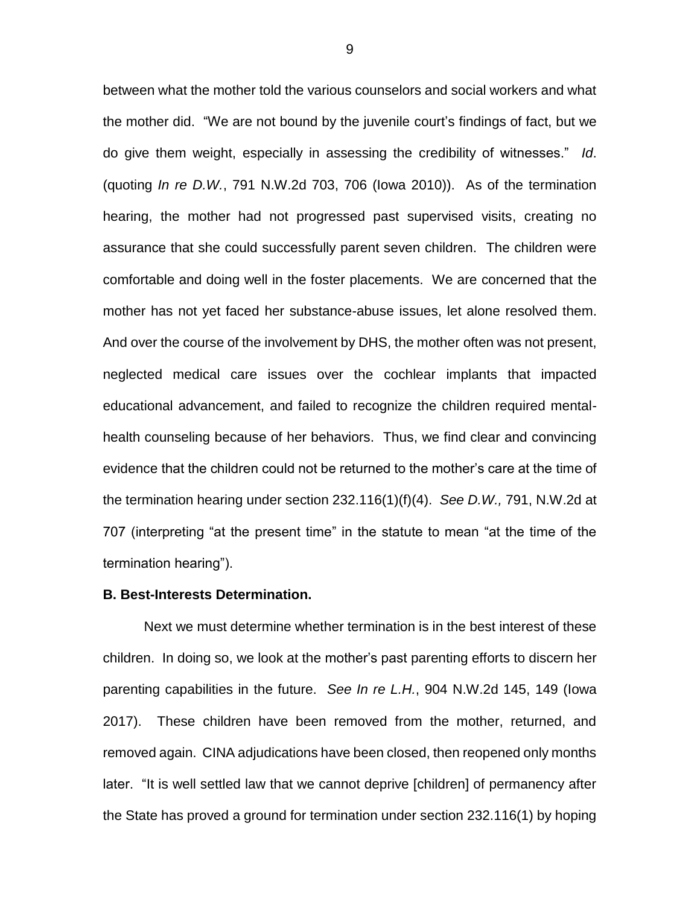between what the mother told the various counselors and social workers and what the mother did. "We are not bound by the juvenile court's findings of fact, but we do give them weight, especially in assessing the credibility of witnesses." *Id*. (quoting *In re D.W.*, 791 N.W.2d 703, 706 (Iowa 2010)). As of the termination hearing, the mother had not progressed past supervised visits, creating no assurance that she could successfully parent seven children. The children were comfortable and doing well in the foster placements. We are concerned that the mother has not yet faced her substance-abuse issues, let alone resolved them. And over the course of the involvement by DHS, the mother often was not present, neglected medical care issues over the cochlear implants that impacted educational advancement, and failed to recognize the children required mental-health counseling because of her behaviors. Thus, we find clear and convincing evidence that the children could not be returned to the mother's care at the time of the termination hearing under section 232.116(1)(f)(4). *See D.W.,* 791, N.W.2d at 707 (interpreting "at the present time" in the statute to mean "at the time of the termination hearing").

**B. Best-Interests Determination.**

Next we must determine whether termination is in the best interest of these children. In doing so, we look at the mother's past parenting efforts to discern her parenting capabilities in the future. *See In re L.H.*, 904 N.W.2d 145, 149 (Iowa 2017). These children have been removed from the mother, returned, and removed again. CINA adjudications have been closed, then reopened only months later. "It is well settled law that we cannot deprive [children] of permanency after the State has proved a ground for termination under section 232.116(1) by hoping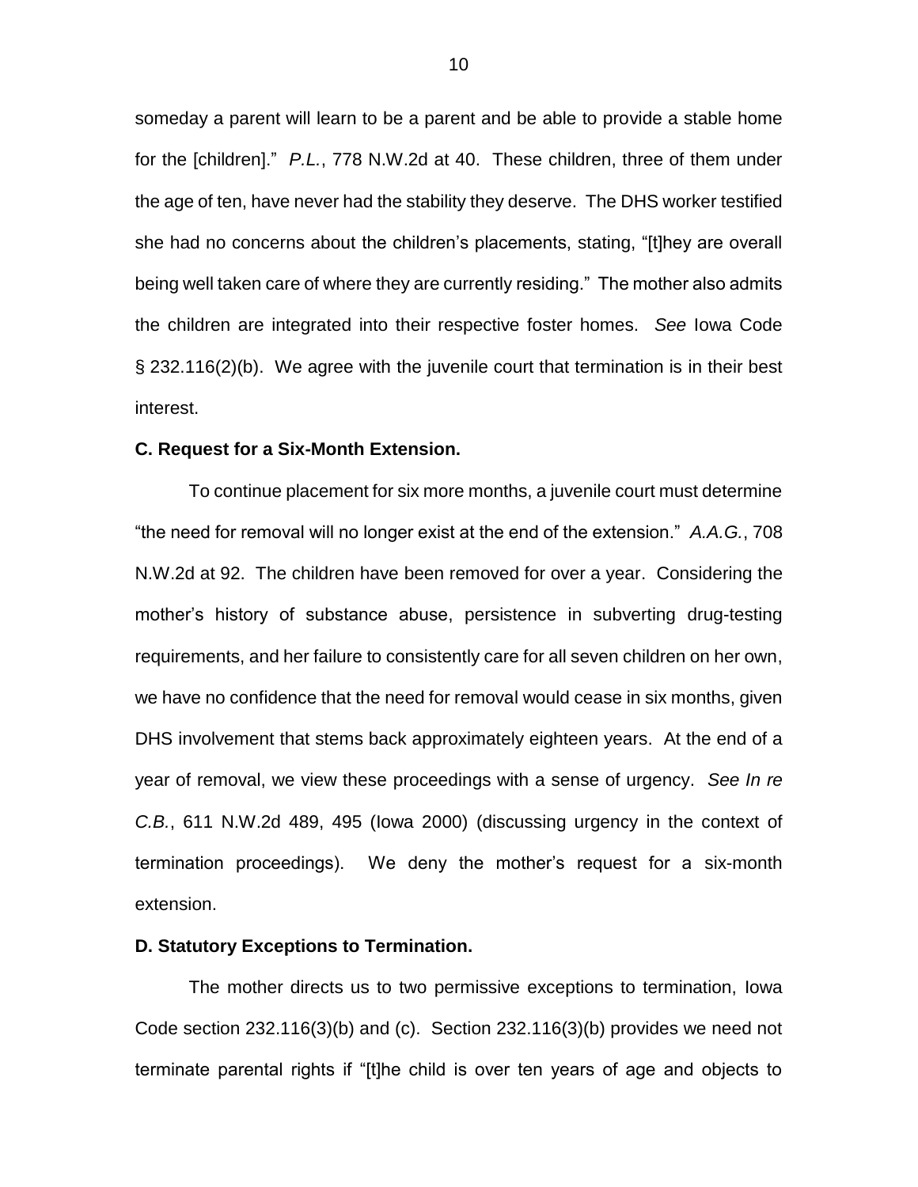someday a parent will learn to be a parent and be able to provide a stable home for the [children]." *P.L.*, 778 N.W.2d at 40. These children, three of them under the age of ten, have never had the stability they deserve. The DHS worker testified she had no concerns about the children's placements, stating, "[t]hey are overall being well taken care of where they are currently residing." The mother also admits the children are integrated into their respective foster homes. *See* Iowa Code § 232.116(2)(b). We agree with the juvenile court that termination is in their best interest.

**C. Request for a Six-Month Extension.**

To continue placement for six more months, a juvenile court must determine "the need for removal will no longer exist at the end of the extension." *A.A.G.*, 708 N.W.2d at 92. The children have been removed for over a year. Considering the mother's history of substance abuse, persistence in subverting drug-testing requirements, and her failure to consistently care for all seven children on her own, we have no confidence that the need for removal would cease in six months, given DHS involvement that stems back approximately eighteen years. At the end of a year of removal, we view these proceedings with a sense of urgency. *See In re C.B.*, 611 N.W.2d 489, 495 (Iowa 2000) (discussing urgency in the context of termination proceedings). We deny the mother's request for a six-month extension.

**D. Statutory Exceptions to Termination.**

The mother directs us to two permissive exceptions to termination, Iowa Code section 232.116(3)(b) and (c). Section 232.116(3)(b) provides we need not terminate parental rights if "[t]he child is over ten years of age and objects to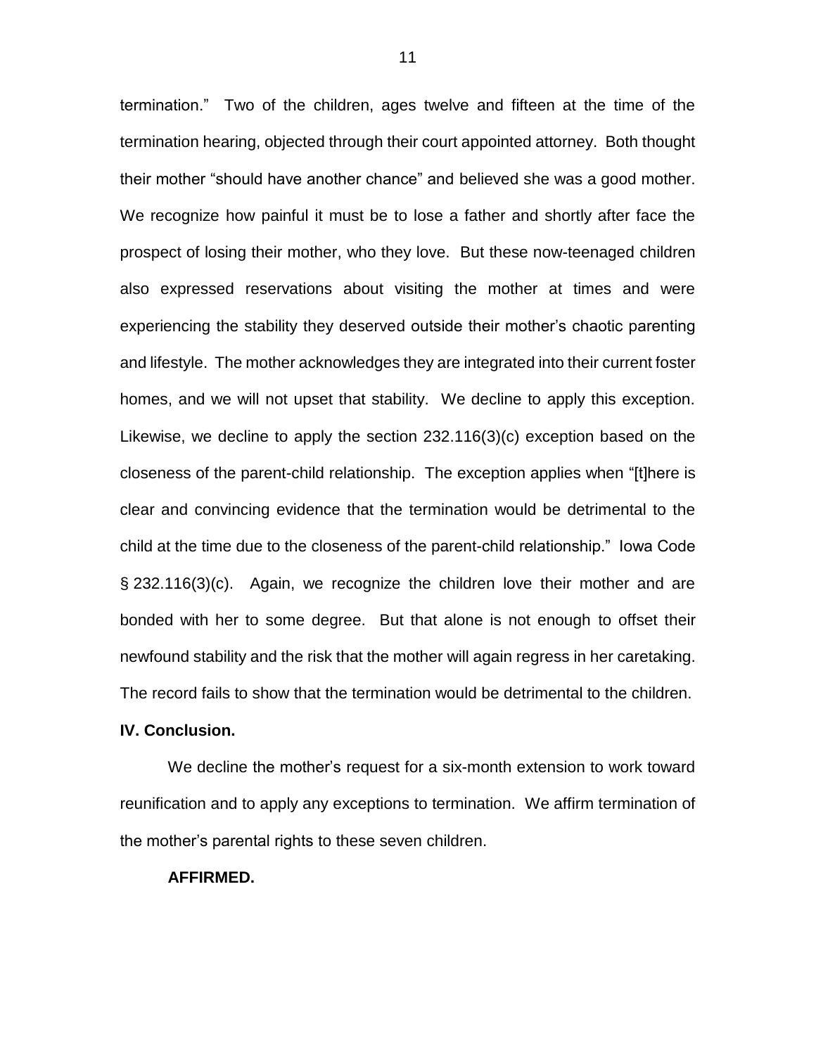termination." Two of the children, ages twelve and fifteen at the time of the termination hearing, objected through their court appointed attorney. Both thought their mother "should have another chance" and believed she was a good mother. We recognize how painful it must be to lose a father and shortly after face the prospect of losing their mother, who they love. But these now-teenaged children also expressed reservations about visiting the mother at times and were experiencing the stability they deserved outside their mother's chaotic parenting and lifestyle. The mother acknowledges they are integrated into their current foster homes, and we will not upset that stability. We decline to apply this exception. Likewise, we decline to apply the section 232.116(3)(c) exception based on the closeness of the parent-child relationship. The exception applies when "[t]here is clear and convincing evidence that the termination would be detrimental to the child at the time due to the closeness of the parent-child relationship." Iowa Code § 232.116(3)(c). Again, we recognize the children love their mother and are bonded with her to some degree. But that alone is not enough to offset their newfound stability and the risk that the mother will again regress in her caretaking. The record fails to show that the termination would be detrimental to the children.

## IV. Conclusion.

We decline the mother's request for a six-month extension to work toward reunification and to apply any exceptions to termination. We affirm termination of the mother's parental rights to these seven children.

**AFFIRMED.**